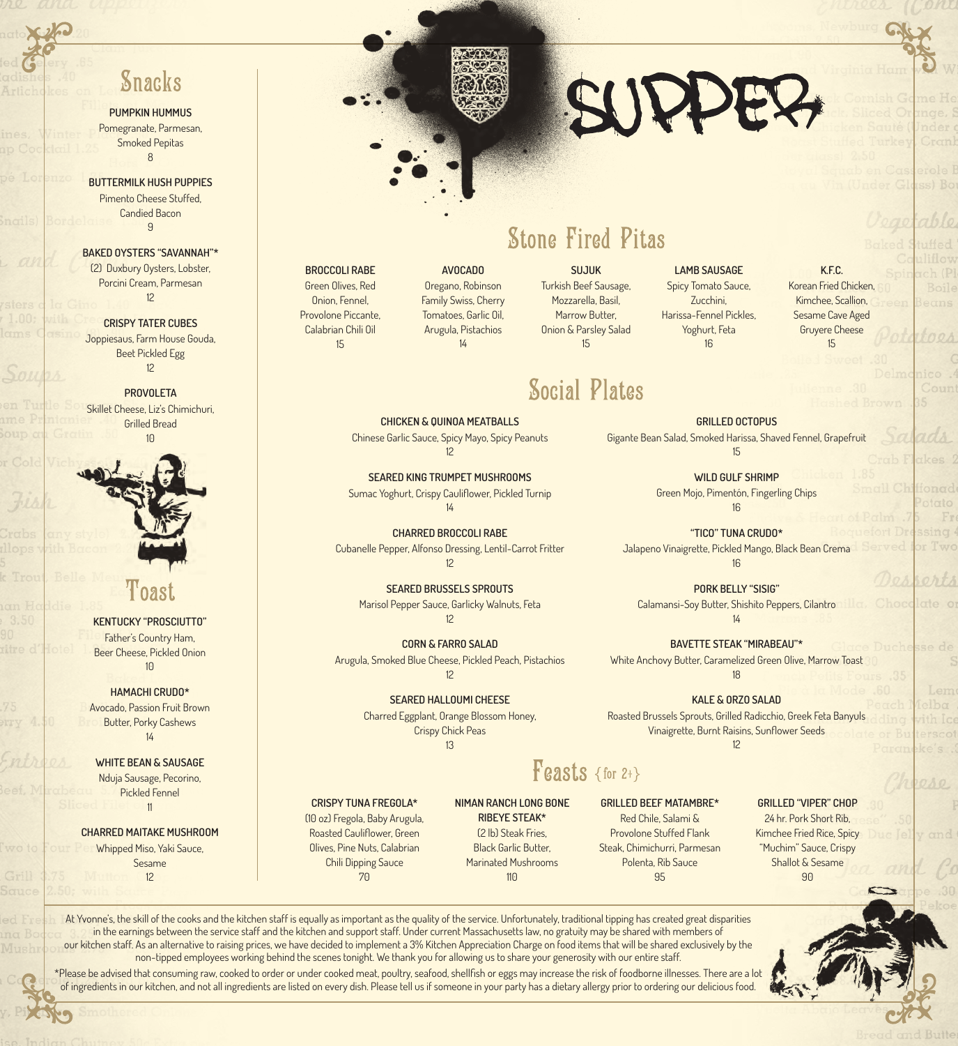# SUPPER

## Snacks

**PUMPKIN HUMMUS**
Pomegranate, Parmesan, Smoked Pepitas
8

**BUTTERMILK HUSH PUPPIES**
Pimento Cheese Stuffed, Candied Bacon
9

**BAKED OYSTERS "SAVANNAH"***
(2) Duxbury Oysters, Lobster, Porcini Cream, Parmesan
12

**CRISPY TATER CUBES**
Joppiesaus, Farm House Gouda, Beet Pickled Egg
12

**PROVOLETA**
Skillet Cheese, Liz's Chimichuri, Grilled Bread
10

## Toast

**KENTUCKY "PROSCIUTTO"**
Father's Country Ham, Beer Cheese, Pickled Onion
10

**HAMACHI CRUDO***
Avocado, Passion Fruit Brown Butter, Porky Cashews
14

**WHITE BEAN & SAUSAGE**
Nduja Sausage, Pecorino, Pickled Fennel
11

**CHARRED MAITAKE MUSHROOM**
Whipped Miso, Yaki Sauce, Sesame
12

## Stone Fired Pitas

**BROCCOLI RABE**
Green Olives, Red Onion, Fennel, Provolone Piccante, Calabrian Chili Oil
15

**AVOCADO**
Oregano, Robinson Family Swiss, Cherry Tomatoes, Garlic Oil, Arugula, Pistachios
14

**SUJUK**
Turkish Beef Sausage, Mozzarella, Basil, Marrow Butter, Onion & Parsley Salad
15

**LAMB SAUSAGE**
Spicy Tomato Sauce, Zucchini, Harissa-Fennel Pickles, Yoghurt, Feta
16

**K.F.C.**
Korean Fried Chicken, Kimchee, Scallion, Sesame Cave Aged Gruyere Cheese
15

## Social Plates

**CHICKEN & QUINOA MEATBALLS**
Chinese Garlic Sauce, Spicy Mayo, Spicy Peanuts
12

**SEARED KING TRUMPET MUSHROOMS**
Sumac Yoghurt, Crispy Cauliflower, Pickled Turnip
14

**CHARRED BROCCOLI RABE**
Cubanelle Pepper, Alfonso Dressing, Lentil-Carrot Fritter
12

**SEARED BRUSSELS SPROUTS**
Marisol Pepper Sauce, Garlicky Walnuts, Feta
12

**CORN & FARRO SALAD**
Arugula, Smoked Blue Cheese, Pickled Peach, Pistachios
12

**SEARED HALLOUMI CHEESE**
Charred Eggplant, Orange Blossom Honey, Crispy Chick Peas
13

**GRILLED OCTOPUS**
Gigante Bean Salad, Smoked Harissa, Shaved Fennel, Grapefruit
15

**WILD GULF SHRIMP**
Green Mojo, Pimentón, Fingerling Chips
16

**"TICO" TUNA CRUDO***
Jalapeno Vinaigrette, Pickled Mango, Black Bean Crema
16

**PORK BELLY "SISIG"**
Calamansi-Soy Butter, Shishito Peppers, Cilantro
14

**BAVETTE STEAK "MIRABEAU"***
White Anchovy Butter, Caramelized Green Olive, Marrow Toast
18

**KALE & ORZO SALAD**
Roasted Brussels Sprouts, Grilled Radicchio, Greek Feta Banyuls Vinaigrette, Burnt Raisins, Sunflower Seeds
12

## Feasts {for 2+}

**CRISPY TUNA FREGOLA***
(10 oz) Fregola, Baby Arugula, Roasted Cauliflower, Green Olives, Pine Nuts, Calabrian Chili Dipping Sauce
70

**NIMAN RANCH LONG BONE RIBEYE STEAK***
(2 lb) Steak Fries, Black Garlic Butter, Marinated Mushrooms
110

**GRILLED BEEF MATAMBRE***
Red Chile, Salami & Provolone Stuffed Flank Steak, Chimichurri, Parmesan Polenta, Rib Sauce
95

**GRILLED "VIPER" CHOP**
24 hr. Pork Short Rib, Kimchee Fried Rice, Spicy "Muchim" Sauce, Crispy Shallot & Sesame
90

At Yvonne's, the skill of the cooks and the kitchen staff is equally as important as the quality of the service. Unfortunately, traditional tipping has created great disparities in the earnings between the service staff and the kitchen and support staff. Under current Massachusetts law, no gratuity may be shared with members of our kitchen staff. As an alternative to raising prices, we have decided to implement a 3% Kitchen Appreciation Charge on food items that will be shared exclusively by the non-tipped employees working behind the scenes tonight. We thank you for allowing us to share your generosity with our entire staff.

*Please be advised that consuming raw, cooked to order or under cooked meat, poultry, seafood, shellfish or eggs may increase the risk of foodborne illnesses. There are a lot of ingredients in our kitchen, and not all ingredients are listed on every dish. Please tell us if someone in your party has a dietary allergy prior to ordering our delicious food.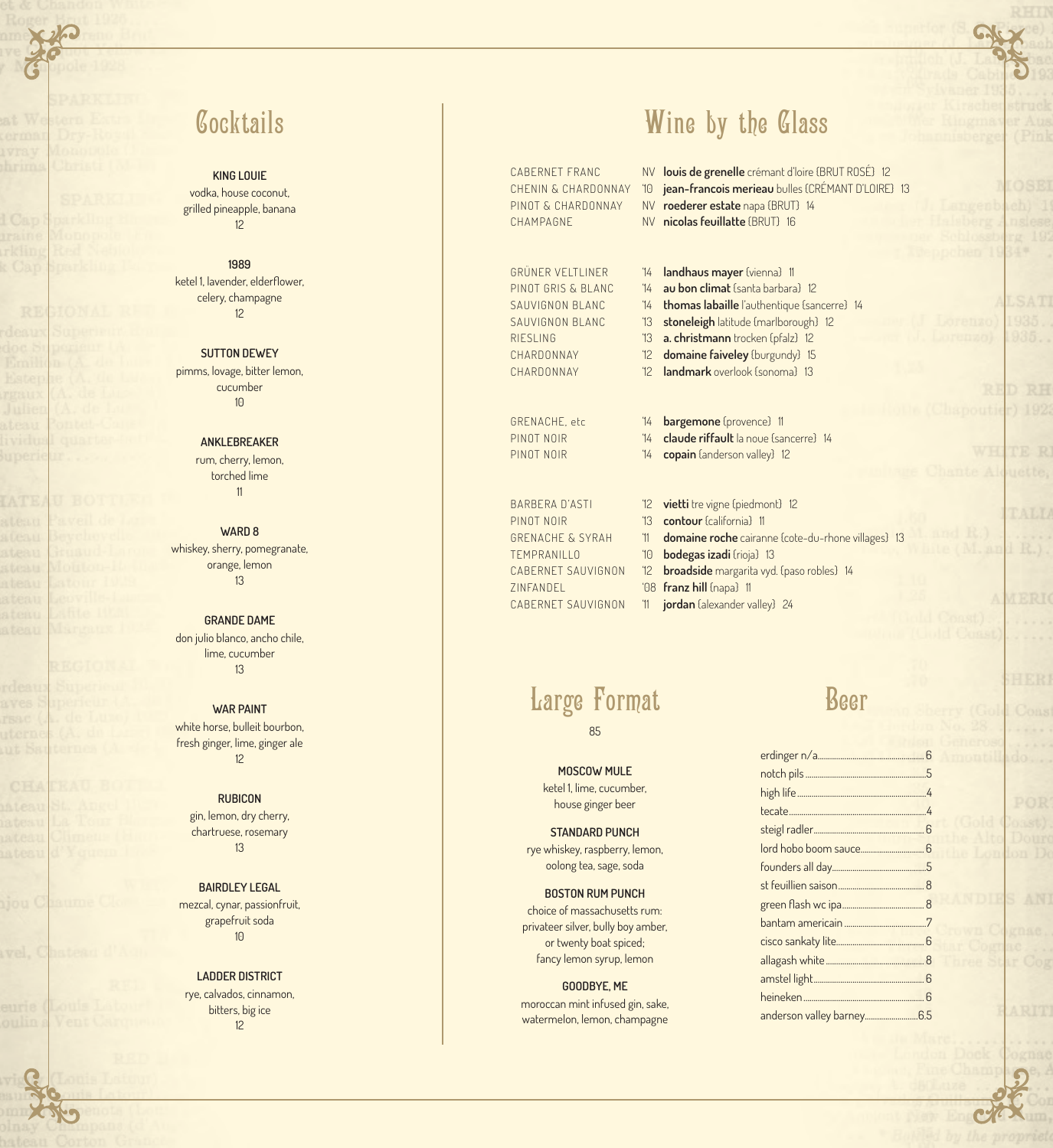# Cocktails

**KING LOUIE**
vodka, house coconut, grilled pineapple, banana
12

**1989**
ketel 1, lavender, elderflower, celery, champagne
12

**SUTTON DEWEY**
pimms, lovage, bitter lemon, cucumber
10

**ANKLEBREAKER**
rum, cherry, lemon, torched lime
11

**WARD 8**
whiskey, sherry, pomegranate, orange, lemon
13

**GRANDE DAME**
don julio blanco, ancho chile, lime, cucumber
13

**WAR PAINT**
white horse, bulleit bourbon, fresh ginger, lime, ginger ale
12

**RUBICON**
gin, lemon, dry cherry, chartruese, rosemary
13

**BAIRDLEY LEGAL**
mezcal, cynar, passionfruit, grapefruit soda
10

**LADDER DISTRICT**
rye, calvados, cinnamon, bitters, big ice
12

# Wine by the Glass

| | | |
|---|---|---|
| CABERNET FRANC | NV | **louis de grenelle** crémant d'loire (BRUT ROSÉ) 12 |
| CHENIN & CHARDONNAY | '10 | **jean-francois merieau** bulles (CRÉMANT D'LOIRE) 13 |
| PINOT & CHARDONNAY | NV | **roederer estate** napa (BRUT) 14 |
| CHAMPAGNE | NV | **nicolas feuillatte** (BRUT) 16 |
| | | |
| GRÜNER VELTLINER | '14 | **landhaus mayer** (vienna) 11 |
| PINOT GRIS & BLANC | '14 | **au bon climat** (santa barbara) 12 |
| SAUVIGNON BLANC | '14 | **thomas labaille** l'authentique (sancerre) 14 |
| SAUVIGNON BLANC | '13 | **stoneleigh** latitude (marlborough) 12 |
| RIESLING | '13 | **a. christmann** trocken (pfalz) 12 |
| CHARDONNAY | '12 | **domaine faiveley** (burgundy) 15 |
| CHARDONNAY | '12 | **landmark** overlook (sonoma) 13 |
| | | |
| GRENACHE, etc | '14 | **bargemone** (provence) 11 |
| PINOT NOIR | '14 | **claude riffault** la noue (sancerre) 14 |
| PINOT NOIR | '14 | **copain** (anderson valley) 12 |
| | | |
| BARBERA D'ASTI | '12 | **vietti** tre vigne (piedmont) 12 |
| PINOT NOIR | '13 | **contour** (california) 11 |
| GRENACHE & SYRAH | '11 | **domaine roche** cairanne (cote-du-rhone villages) 13 |
| TEMPRANILLO | '10 | **bodegas izadi** (rioja) 13 |
| CABERNET SAUVIGNON | '12 | **broadside** margarita vyd. (paso robles) 14 |
| ZINFANDEL | '08 | **franz hill** (napa) 11 |
| CABERNET SAUVIGNON | '11 | **jordan** (alexander valley) 24 |

# Large Format

85

**MOSCOW MULE**
ketel 1, lime, cucumber, house ginger beer

**STANDARD PUNCH**
rye whiskey, raspberry, lemon, oolong tea, sage, soda

**BOSTON RUM PUNCH**
choice of massachusetts rum: privateer silver, bully boy amber, or twenty boat spiced; fancy lemon syrup, lemon

**GOODBYE, ME**
moroccan mint infused gin, sake, watermelon, lemon, champagne

# Beer

| | |
|---|---|
| erdinger n/a | 6 |
| notch pils | 5 |
| high life | 4 |
| tecate | 4 |
| steigl radler | 6 |
| lord hobo boom sauce | 6 |
| founders all day | 5 |
| st feuillien saison | 8 |
| green flash wc ipa | 8 |
| bantam americain | 7 |
| cisco sankaty lite | 6 |
| allagash white | 8 |
| amstel light | 6 |
| heineken | 6 |
| anderson valley barney | 6.5 |